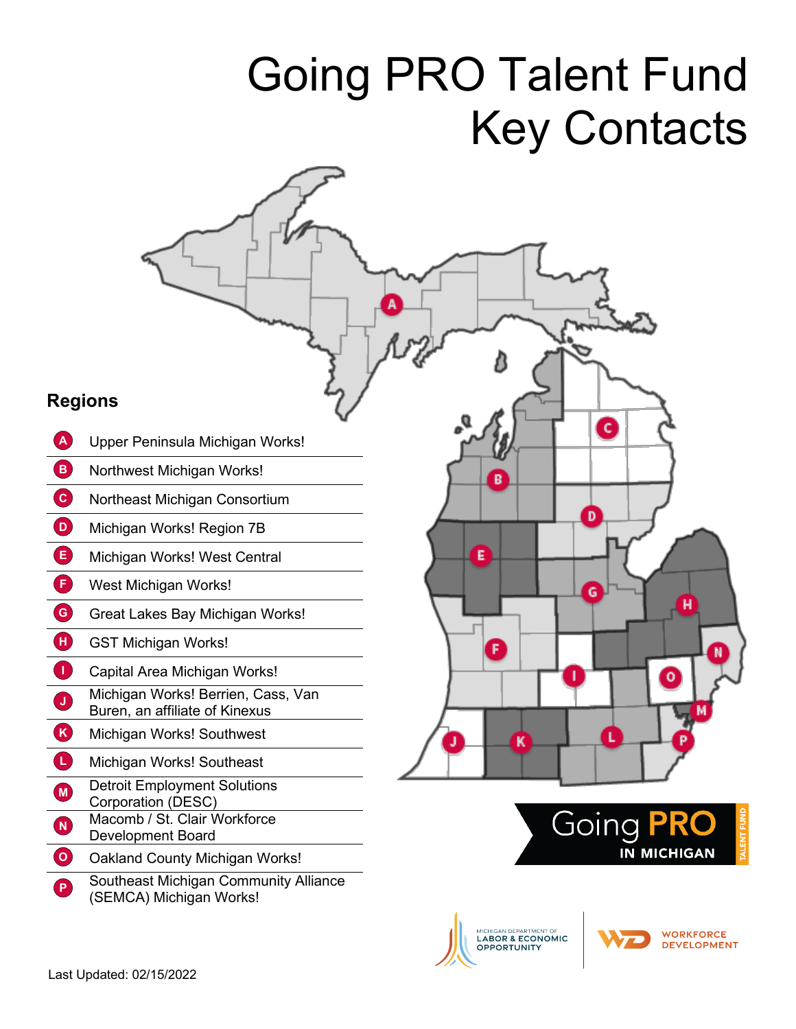# Going PRO Talent Fund Key Contacts

## Regions

| | |
|---|---|
| A | Upper Peninsula Michigan Works! |
| B | Northwest Michigan Works! |
| C | Northeast Michigan Consortium |
| D | Michigan Works! Region 7B |
| E | Michigan Works! West Central |
| F | West Michigan Works! |
| G | Great Lakes Bay Michigan Works! |
| H | GST Michigan Works! |
| I | Capital Area Michigan Works! |
| J | Michigan Works! Berrien, Cass, Van Buren, an affiliate of Kinexus |
| K | Michigan Works! Southwest |
| L | Michigan Works! Southeast |
| M | Detroit Employment Solutions Corporation (DESC) |
| N | Macomb / St. Clair Workforce Development Board |
| O | Oakland County Michigan Works! |
| P | Southeast Michigan Community Alliance (SEMCA) Michigan Works! |

A
B
C
D
E
F
G
H
I
J
K
L
M
N
O
P

Going PRO IN MICHIGAN TALENT FUND

MICHIGAN DEPARTMENT OF LABOR & ECONOMIC OPPORTUNITY

WORKFORCE DEVELOPMENT

Last Updated: 02/15/2022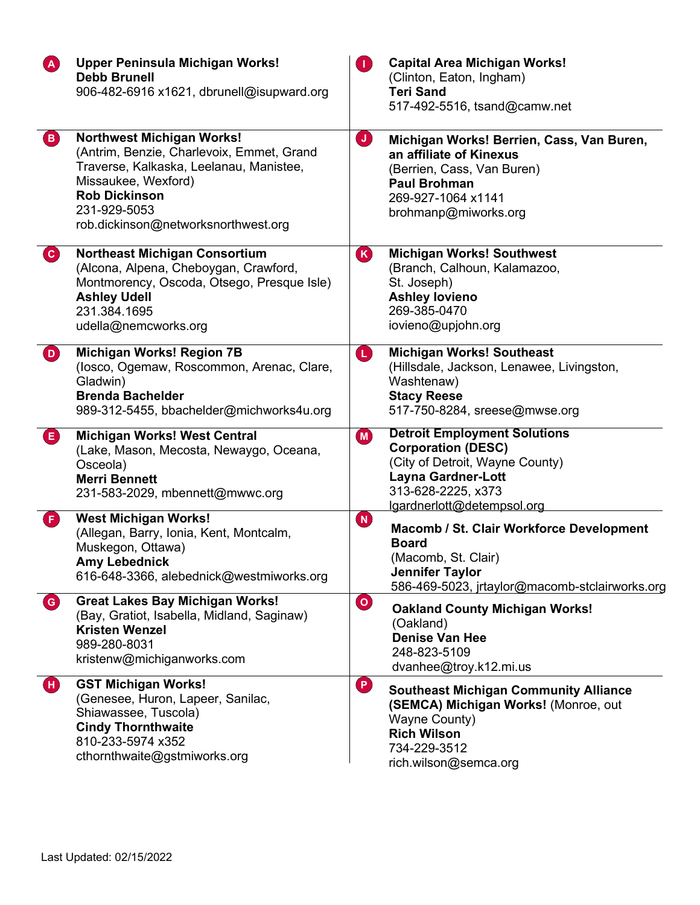**A** **Upper Peninsula Michigan Works!**
**Debb Brunell**
906-482-6916 x1621, dbrunell@isupward.org

**B** **Northwest Michigan Works!**
(Antrim, Benzie, Charlevoix, Emmet, Grand Traverse, Kalkaska, Leelanau, Manistee, Missaukee, Wexford)
**Rob Dickinson**
231-929-5053
rob.dickinson@networksnorthwest.org

**C** **Northeast Michigan Consortium**
(Alcona, Alpena, Cheboygan, Crawford, Montmorency, Oscoda, Otsego, Presque Isle)
**Ashley Udell**
231.384.1695
udella@nemcworks.org

**D** **Michigan Works! Region 7B**
(Iosco, Ogemaw, Roscommon, Arenac, Clare, Gladwin)
**Brenda Bachelder**
989-312-5455, bbachelder@michworks4u.org

**E** **Michigan Works! West Central**
(Lake, Mason, Mecosta, Newaygo, Oceana, Osceola)
**Merri Bennett**
231-583-2029, mbennett@mwwc.org

**F** **West Michigan Works!**
(Allegan, Barry, Ionia, Kent, Montcalm, Muskegon, Ottawa)
**Amy Lebednick**
616-648-3366, alebednick@westmiworks.org

**G** **Great Lakes Bay Michigan Works!**
(Bay, Gratiot, Isabella, Midland, Saginaw)
**Kristen Wenzel**
989-280-8031
kristenw@michiganworks.com

**H** **GST Michigan Works!**
(Genesee, Huron, Lapeer, Sanilac, Shiawassee, Tuscola)
**Cindy Thornthwaite**
810-233-5974 x352
cthornthwaite@gstmiworks.org

**I** **Capital Area Michigan Works!**
(Clinton, Eaton, Ingham)
**Teri Sand**
517-492-5516, tsand@camw.net

**J** **Michigan Works! Berrien, Cass, Van Buren, an affiliate of Kinexus**
(Berrien, Cass, Van Buren)
**Paul Brohman**
269-927-1064 x1141
brohmanp@miworks.org

**K** **Michigan Works! Southwest**
(Branch, Calhoun, Kalamazoo, St. Joseph)
**Ashley Iovieno**
269-385-0470
iovieno@upjohn.org

**L** **Michigan Works! Southeast**
(Hillsdale, Jackson, Lenawee, Livingston, Washtenaw)
**Stacy Reese**
517-750-8284, sreese@mwse.org

**M** **Detroit Employment Solutions Corporation (DESC)**
(City of Detroit, Wayne County)
**Layna Gardner-Lott**
313-628-2225, x373
lgardnerlott@detempsol.org

**N** **Macomb / St. Clair Workforce Development Board**
(Macomb, St. Clair)
**Jennifer Taylor**
586-469-5023, jrtaylor@macomb-stclairworks.org

**O** **Oakland County Michigan Works!**
(Oakland)
**Denise Van Hee**
248-823-5109
dvanhee@troy.k12.mi.us

**P** **Southeast Michigan Community Alliance (SEMCA) Michigan Works!** (Monroe, out Wayne County)
**Rich Wilson**
734-229-3512
rich.wilson@semca.org

Last Updated: 02/15/2022